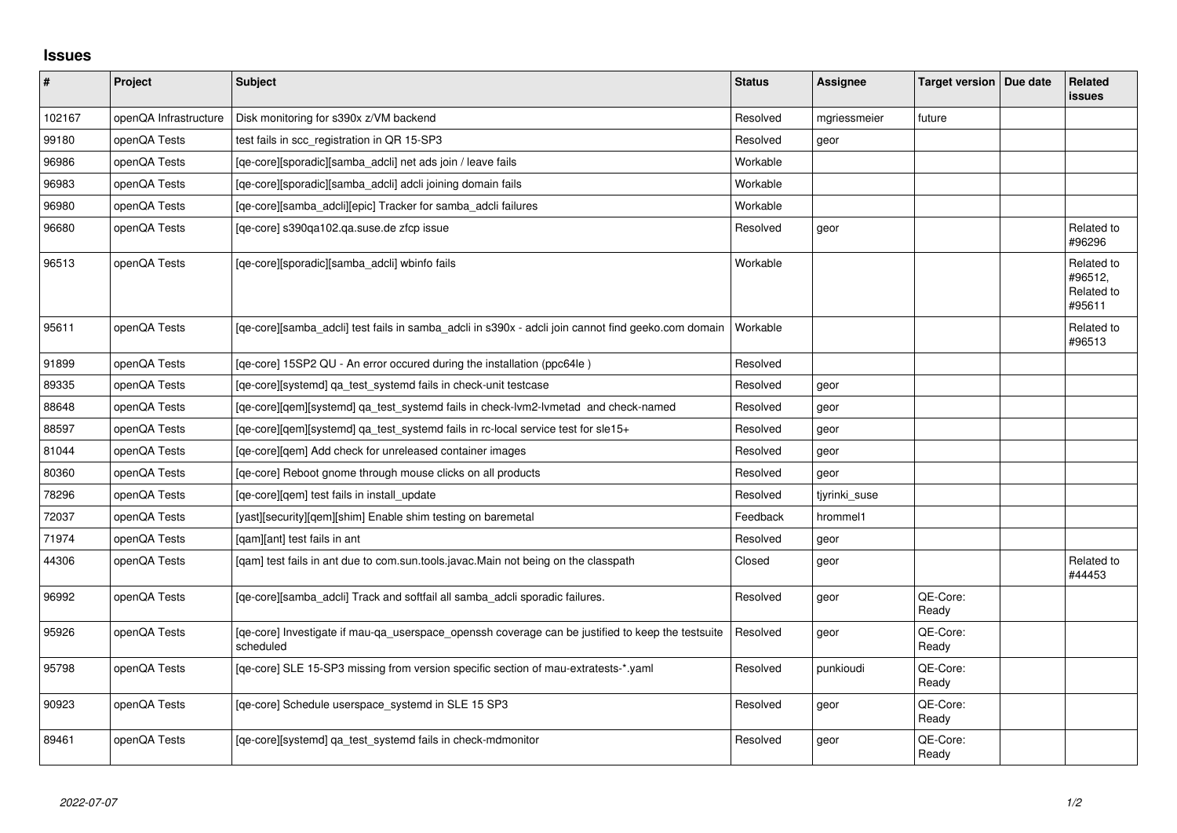## Issues

| # | Project | Subject | Status | Assignee | Target version | Due date | Related issues |
|---|---|---|---|---|---|---|---|
| 102167 | openQA Infrastructure | Disk monitoring for s390x z/VM backend | Resolved | mgriessmeier | future | | |
| 99180 | openQA Tests | test fails in scc_registration in QR 15-SP3 | Resolved | geor | | | |
| 96986 | openQA Tests | [qe-core][sporadic][samba_adcli] net ads join / leave fails | Workable | | | | |
| 96983 | openQA Tests | [qe-core][sporadic][samba_adcli] adcli joining domain fails | Workable | | | | |
| 96980 | openQA Tests | [qe-core][samba_adcli][epic] Tracker for samba_adcli failures | Workable | | | | |
| 96680 | openQA Tests | [qe-core] s390qa102.qa.suse.de zfcp issue | Resolved | geor | | | Related to #96296 |
| 96513 | openQA Tests | [qe-core][sporadic][samba_adcli] wbinfo fails | Workable | | | | Related to #96512, Related to #95611 |
| 95611 | openQA Tests | [qe-core][samba_adcli] test fails in samba_adcli in s390x - adcli join cannot find geeko.com domain | Workable | | | | Related to #96513 |
| 91899 | openQA Tests | [qe-core] 15SP2 QU - An error occured during the installation (ppc64le ) | Resolved | | | | |
| 89335 | openQA Tests | [qe-core][systemd] qa_test_systemd fails in check-unit testcase | Resolved | geor | | | |
| 88648 | openQA Tests | [qe-core][qem][systemd] qa_test_systemd fails in check-lvm2-lvmetad and check-named | Resolved | geor | | | |
| 88597 | openQA Tests | [qe-core][qem][systemd] qa_test_systemd fails in rc-local service test for sle15+ | Resolved | geor | | | |
| 81044 | openQA Tests | [qe-core][qem] Add check for unreleased container images | Resolved | geor | | | |
| 80360 | openQA Tests | [qe-core] Reboot gnome through mouse clicks on all products | Resolved | geor | | | |
| 78296 | openQA Tests | [qe-core][qem] test fails in install_update | Resolved | tjyrinki_suse | | | |
| 72037 | openQA Tests | [yast][security][qem][shim] Enable shim testing on baremetal | Feedback | hrommel1 | | | |
| 71974 | openQA Tests | [qam][ant] test fails in ant | Resolved | geor | | | |
| 44306 | openQA Tests | [qam] test fails in ant due to com.sun.tools.javac.Main not being on the classpath | Closed | geor | | | Related to #44453 |
| 96992 | openQA Tests | [qe-core][samba_adcli] Track and softfail all samba_adcli sporadic failures. | Resolved | geor | QE-Core: Ready | | |
| 95926 | openQA Tests | [qe-core] Investigate if mau-qa_userspace_openssh coverage can be justified to keep the testsuite scheduled | Resolved | geor | QE-Core: Ready | | |
| 95798 | openQA Tests | [qe-core] SLE 15-SP3 missing from version specific section of mau-extratests-*.yaml | Resolved | punkioudi | QE-Core: Ready | | |
| 90923 | openQA Tests | [qe-core] Schedule userspace_systemd in SLE 15 SP3 | Resolved | geor | QE-Core: Ready | | |
| 89461 | openQA Tests | [qe-core][systemd] qa_test_systemd fails in check-mdmonitor | Resolved | geor | QE-Core: Ready | | |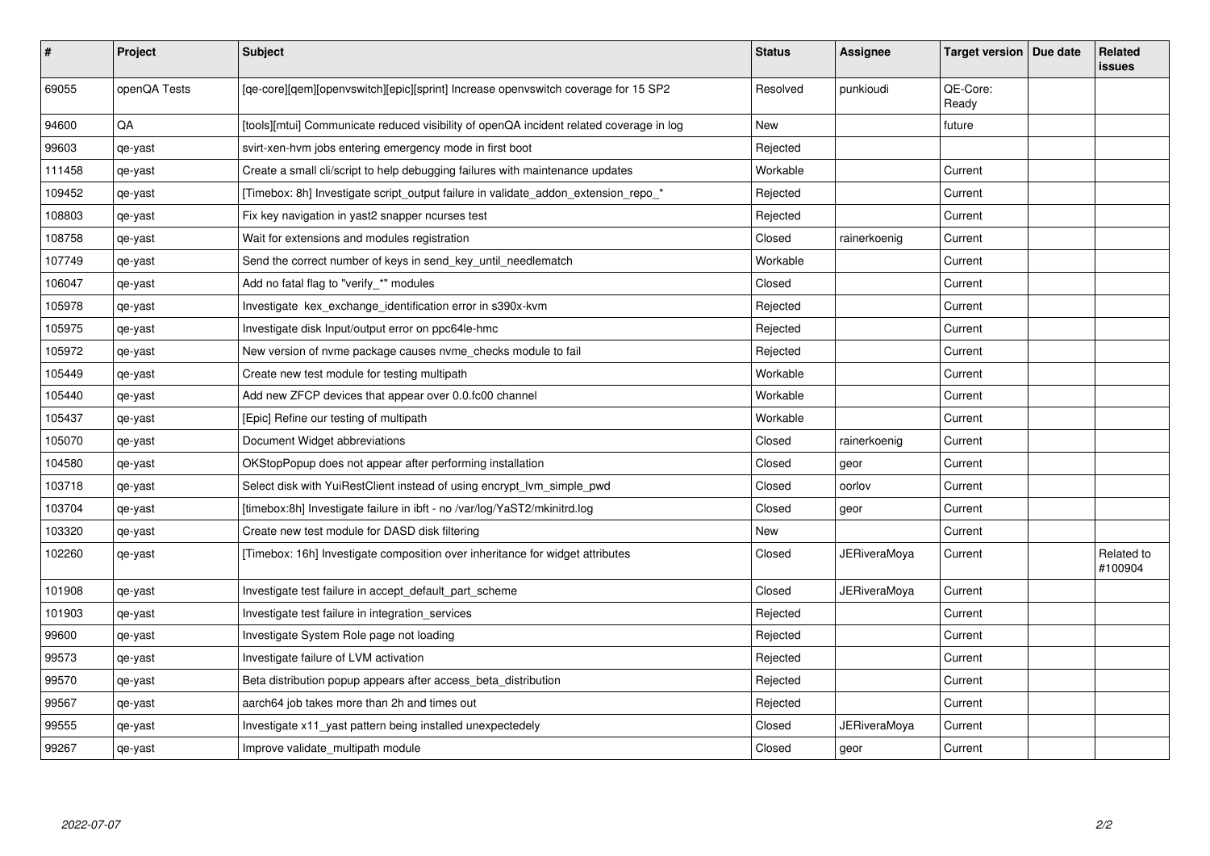| # | Project | Subject | Status | Assignee | Target version | Due date | Related issues |
| --- | --- | --- | --- | --- | --- | --- | --- |
| 69055 | openQA Tests | [qe-core][qem][openvswitch][epic][sprint] Increase openvswitch coverage for 15 SP2 | Resolved | punkioudi | QE-Core: Ready | | |
| 94600 | QA | [tools][mtui] Communicate reduced visibility of openQA incident related coverage in log | New | | future | | |
| 99603 | qe-yast | svirt-xen-hvm jobs entering emergency mode in first boot | Rejected | | | | |
| 111458 | qe-yast | Create a small cli/script to help debugging failures with maintenance updates | Workable | | Current | | |
| 109452 | qe-yast | [Timebox: 8h] Investigate script_output failure in validate_addon_extension_repo_* | Rejected | | Current | | |
| 108803 | qe-yast | Fix key navigation in yast2 snapper ncurses test | Rejected | | Current | | |
| 108758 | qe-yast | Wait for extensions and modules registration | Closed | rainerkoenig | Current | | |
| 107749 | qe-yast | Send the correct number of keys in send_key_until_needlematch | Workable | | Current | | |
| 106047 | qe-yast | Add no fatal flag to "verify_*" modules | Closed | | Current | | |
| 105978 | qe-yast | Investigate kex_exchange_identification error in s390x-kvm | Rejected | | Current | | |
| 105975 | qe-yast | Investigate disk Input/output error on ppc64le-hmc | Rejected | | Current | | |
| 105972 | qe-yast | New version of nvme package causes nvme_checks module to fail | Rejected | | Current | | |
| 105449 | qe-yast | Create new test module for testing multipath | Workable | | Current | | |
| 105440 | qe-yast | Add new ZFCP devices that appear over 0.0.fc00 channel | Workable | | Current | | |
| 105437 | qe-yast | [Epic] Refine our testing of multipath | Workable | | Current | | |
| 105070 | qe-yast | Document Widget abbreviations | Closed | rainerkoenig | Current | | |
| 104580 | qe-yast | OKStopPopup does not appear after performing installation | Closed | geor | Current | | |
| 103718 | qe-yast | Select disk with YuiRestClient instead of using encrypt_lvm_simple_pwd | Closed | oorlov | Current | | |
| 103704 | qe-yast | [timebox:8h] Investigate failure in ibft - no /var/log/YaST2/mkinitrd.log | Closed | geor | Current | | |
| 103320 | qe-yast | Create new test module for DASD disk filtering | New | | Current | | |
| 102260 | qe-yast | [Timebox: 16h] Investigate composition over inheritance for widget attributes | Closed | JERiveraMoya | Current | | Related to #100904 |
| 101908 | qe-yast | Investigate test failure in accept_default_part_scheme | Closed | JERiveraMoya | Current | | |
| 101903 | qe-yast | Investigate test failure in integration_services | Rejected | | Current | | |
| 99600 | qe-yast | Investigate System Role page not loading | Rejected | | Current | | |
| 99573 | qe-yast | Investigate failure of LVM activation | Rejected | | Current | | |
| 99570 | qe-yast | Beta distribution popup appears after access_beta_distribution | Rejected | | Current | | |
| 99567 | qe-yast | aarch64 job takes more than 2h and times out | Rejected | | Current | | |
| 99555 | qe-yast | Investigate x11_yast pattern being installed unexpectedely | Closed | JERiveraMoya | Current | | |
| 99267 | qe-yast | Improve validate_multipath module | Closed | geor | Current | | |